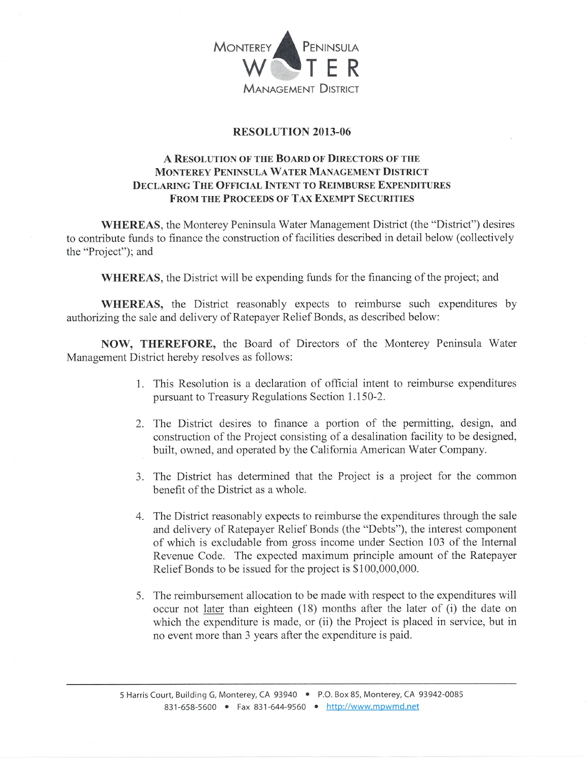MONTEREY PENINSULA WATER MANAGEMENT DISTRICT

# RESOLUTION 2013-06

## A RESOLUTION OF THE BOARD OF DIRECTORS OF THE MONTEREY PENINSULA WATER MANAGEMENT DISTRICT DECLARING THE OFFICIAL INTENT TO REIMBURSE EXPENDITURES FROM THE PROCEEDS OF TAX EXEMPT SECURITIES

**WHEREAS**, the Monterey Peninsula Water Management District (the "District") desires to contribute funds to finance the construction of facilities described in detail below (collectively the "Project"); and

**WHEREAS**, the District will be expending funds for the financing of the project; and

**WHEREAS,** the District reasonably expects to reimburse such expenditures by authorizing the sale and delivery of Ratepayer Relief Bonds, as described below:

**NOW, THEREFORE,** the Board of Directors of the Monterey Peninsula Water Management District hereby resolves as follows:

1. This Resolution is a declaration of official intent to reimburse expenditures pursuant to Treasury Regulations Section 1.150-2.

2. The District desires to finance a portion of the permitting, design, and construction of the Project consisting of a desalination facility to be designed, built, owned, and operated by the California American Water Company.

3. The District has determined that the Project is a project for the common benefit of the District as a whole.

4. The District reasonably expects to reimburse the expenditures through the sale and delivery of Ratepayer Relief Bonds (the "Debts"), the interest component of which is excludable from gross income under Section 103 of the Internal Revenue Code. The expected maximum principle amount of the Ratepayer Relief Bonds to be issued for the project is $100,000,000.

5. The reimbursement allocation to be made with respect to the expenditures will occur not later than eighteen (18) months after the later of (i) the date on which the expenditure is made, or (ii) the Project is placed in service, but in no event more than 3 years after the expenditure is paid.

5 Harris Court, Building G, Monterey, CA 93940 • P.O. Box 85, Monterey, CA 93942-0085
831-658-5600 • Fax 831-644-9560 • http://www.mpwmd.net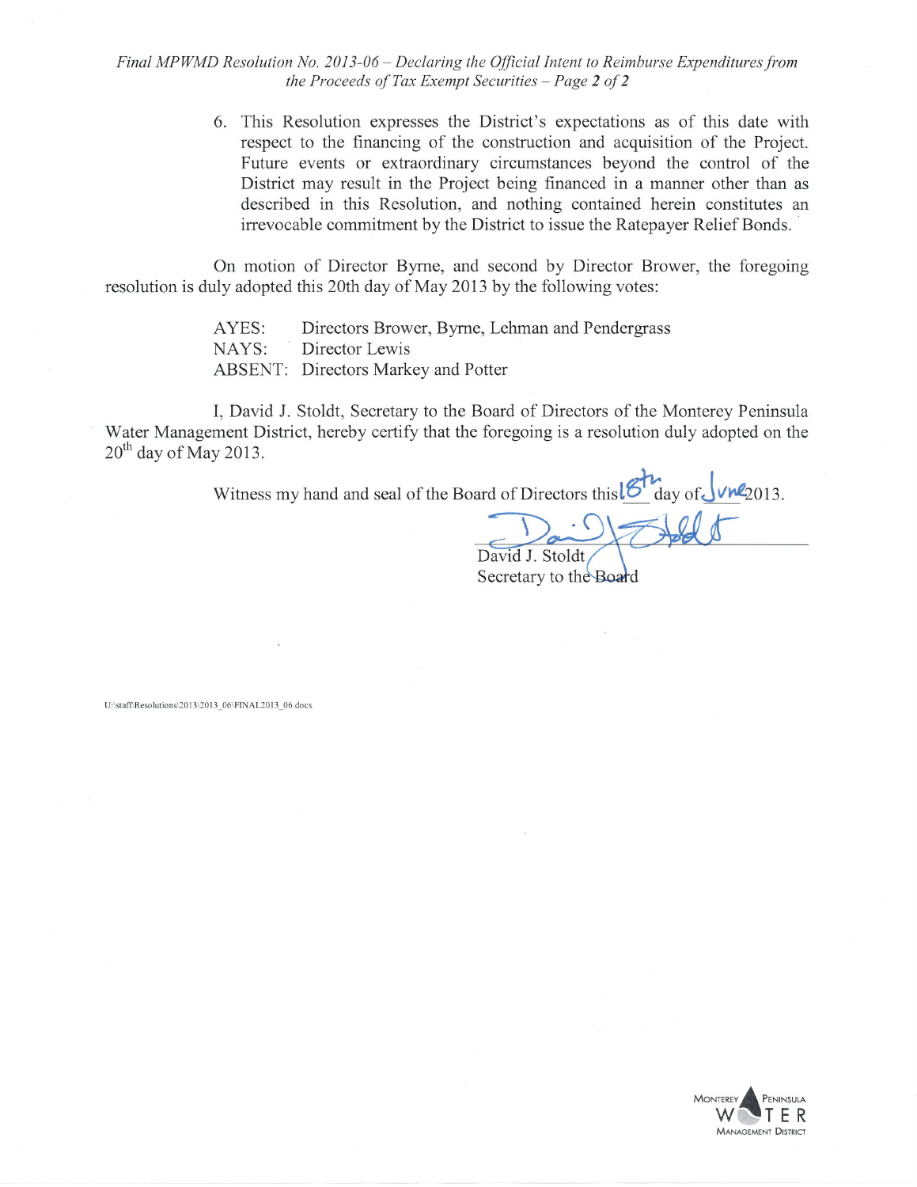6. This Resolution expresses the District's expectations as of this date with respect to the financing of the construction and acquisition of the Project. Future events or extraordinary circumstances beyond the control of the District may result in the Project being financed in a manner other than as described in this Resolution, and nothing contained herein constitutes an irrevocable commitment by the District to issue the Ratepayer Relief Bonds.

On motion of Director Byrne, and second by Director Brower, the foregoing resolution is duly adopted this 20th day of May 2013 by the following votes:

AYES: Directors Brower, Byrne, Lehman and Pendergrass
NAYS: Director Lewis
ABSENT: Directors Markey and Potter

I, David J. Stoldt, Secretary to the Board of Directors of the Monterey Peninsula Water Management District, hereby certify that the foregoing is a resolution duly adopted on the 20th day of May 2013.

Witness my hand and seal of the Board of Directors this 18th day of June 2013.

David J. Stoldt
Secretary to the Board

U:\staff\Resolutions\2013\2013_06\FINAL2013_06.docx

MONTEREY PENINSULA WATER MANAGEMENT DISTRICT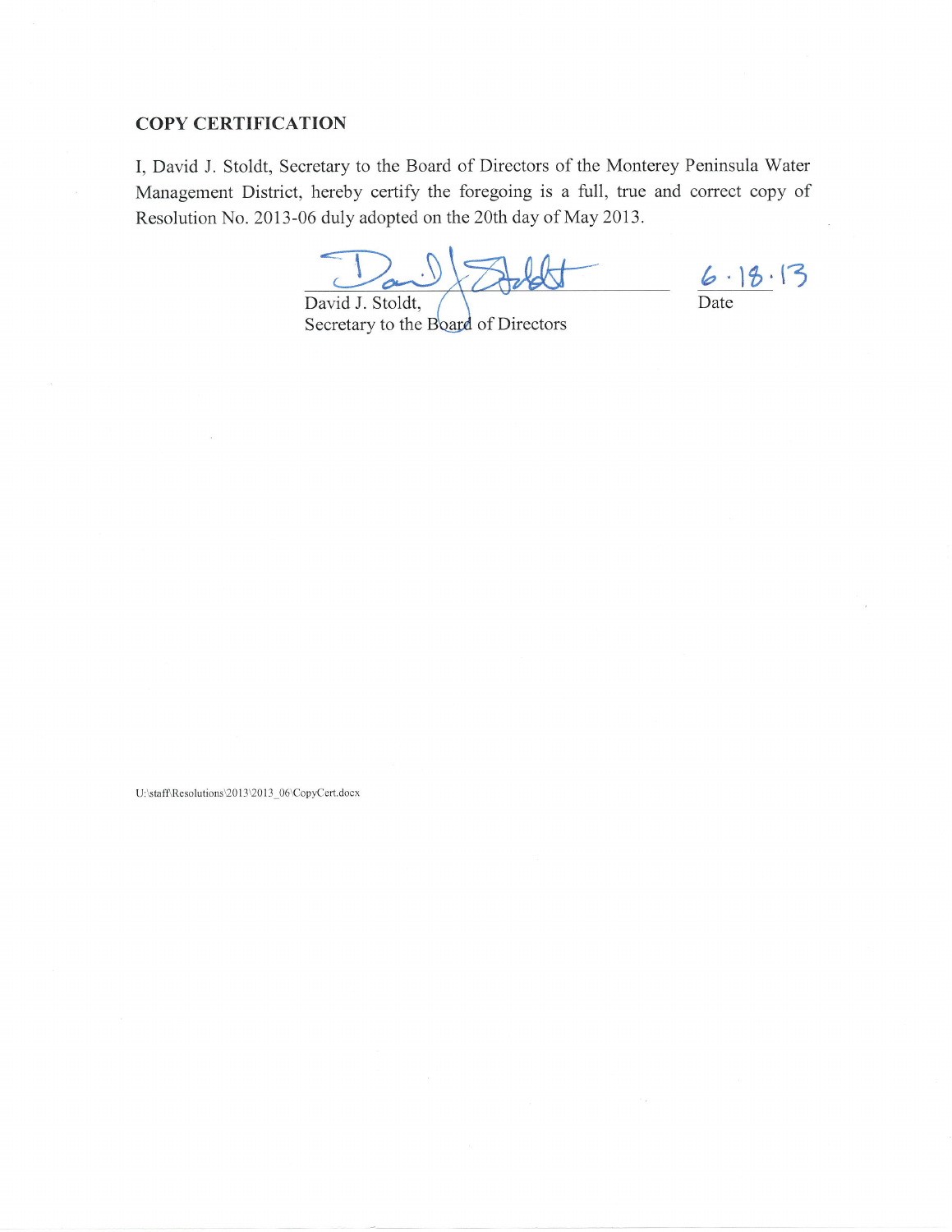## COPY CERTIFICATION

I, David J. Stoldt, Secretary to the Board of Directors of the Monterey Peninsula Water Management District, hereby certify the foregoing is a full, true and correct copy of Resolution No. 2013-06 duly adopted on the 20th day of May 2013.

David J. Stoldt,
Secretary to the Board of Directors

6.18.13
Date

U:\staff\Resolutions\2013\2013_06\CopyCert.docx